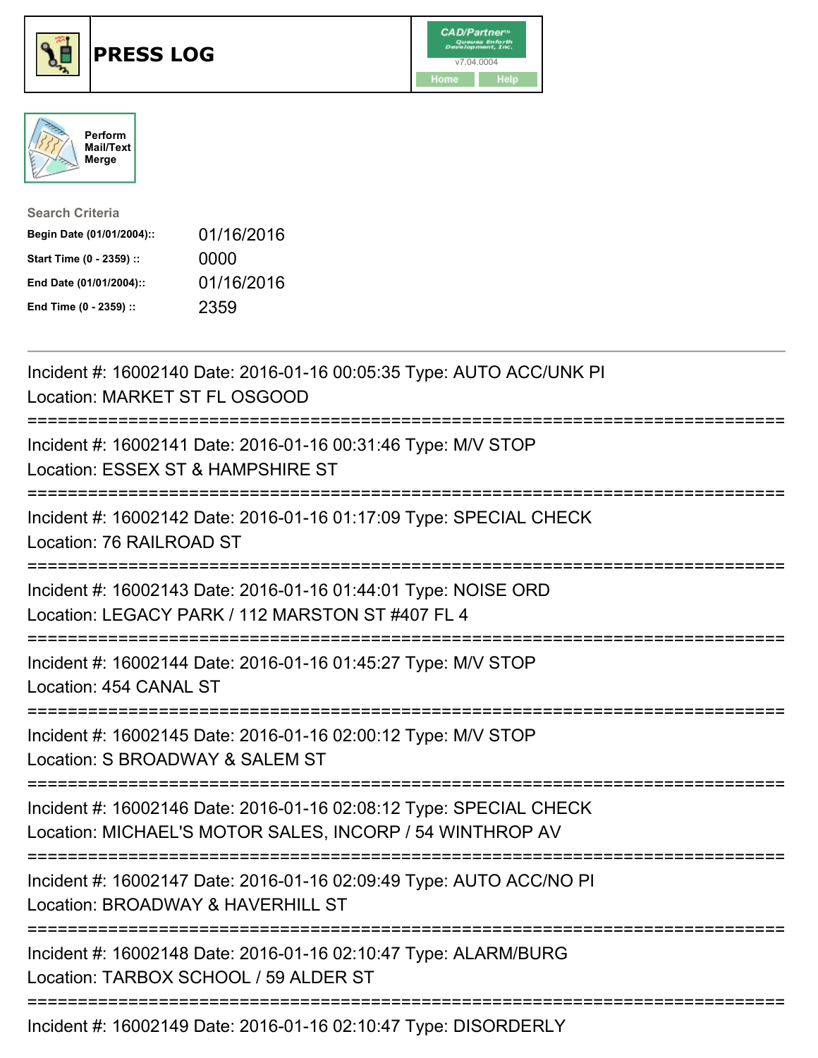# PRESS LOG

CAD/Partner
v7.04.0004
Home Help

Perform Mail/Text Merge

**Search Criteria**

| | |
|---|---|
| **Begin Date (01/01/2004)::** | 01/16/2016 |
| **Start Time (0 - 2359) ::** | 0000 |
| **End Date (01/01/2004)::** | 01/16/2016 |
| **End Time (0 - 2359) ::** | 2359 |

---

Incident #: 16002140 Date: 2016-01-16 00:05:35 Type: AUTO ACC/UNK PI
Location: MARKET ST FL OSGOOD

===========================================================================

Incident #: 16002141 Date: 2016-01-16 00:31:46 Type: M/V STOP
Location: ESSEX ST & HAMPSHIRE ST

===========================================================================

Incident #: 16002142 Date: 2016-01-16 01:17:09 Type: SPECIAL CHECK
Location: 76 RAILROAD ST

===========================================================================

Incident #: 16002143 Date: 2016-01-16 01:44:01 Type: NOISE ORD
Location: LEGACY PARK / 112 MARSTON ST #407 FL 4

===========================================================================

Incident #: 16002144 Date: 2016-01-16 01:45:27 Type: M/V STOP
Location: 454 CANAL ST

===========================================================================

Incident #: 16002145 Date: 2016-01-16 02:00:12 Type: M/V STOP
Location: S BROADWAY & SALEM ST

===========================================================================

Incident #: 16002146 Date: 2016-01-16 02:08:12 Type: SPECIAL CHECK
Location: MICHAEL'S MOTOR SALES, INCORP / 54 WINTHROP AV

===========================================================================

Incident #: 16002147 Date: 2016-01-16 02:09:49 Type: AUTO ACC/NO PI
Location: BROADWAY & HAVERHILL ST

===========================================================================

Incident #: 16002148 Date: 2016-01-16 02:10:47 Type: ALARM/BURG
Location: TARBOX SCHOOL / 59 ALDER ST

===========================================================================

Incident #: 16002149 Date: 2016-01-16 02:10:47 Type: DISORDERLY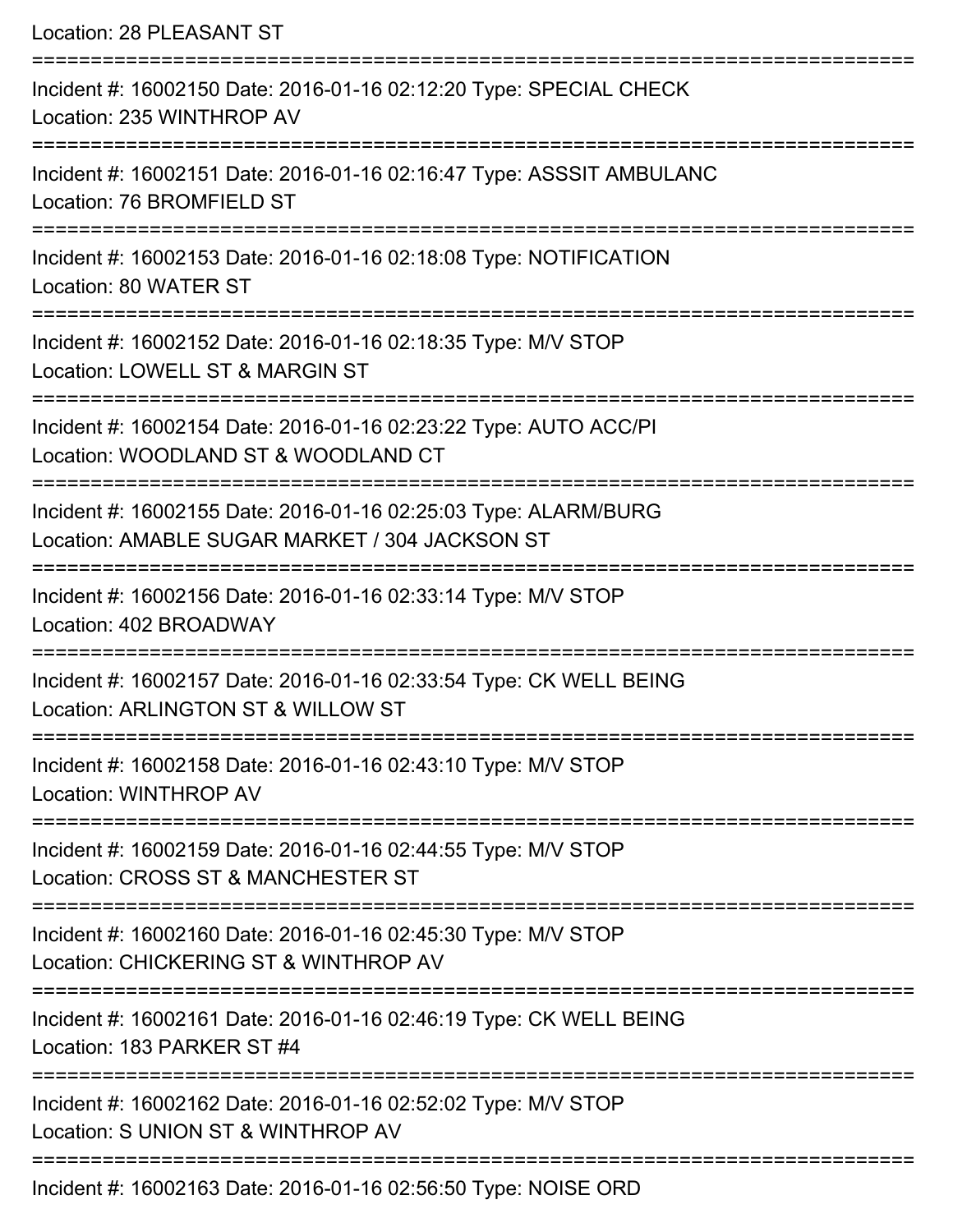Location: 28 PLEASANT ST

===========================================================================

Incident #: 16002150 Date: 2016-01-16 02:12:20 Type: SPECIAL CHECK
Location: 235 WINTHROP AV

===========================================================================

Incident #: 16002151 Date: 2016-01-16 02:16:47 Type: ASSSIT AMBULANC
Location: 76 BROMFIELD ST

===========================================================================

Incident #: 16002153 Date: 2016-01-16 02:18:08 Type: NOTIFICATION
Location: 80 WATER ST

===========================================================================

Incident #: 16002152 Date: 2016-01-16 02:18:35 Type: M/V STOP
Location: LOWELL ST & MARGIN ST

===========================================================================

Incident #: 16002154 Date: 2016-01-16 02:23:22 Type: AUTO ACC/PI
Location: WOODLAND ST & WOODLAND CT

===========================================================================

Incident #: 16002155 Date: 2016-01-16 02:25:03 Type: ALARM/BURG
Location: AMABLE SUGAR MARKET / 304 JACKSON ST

===========================================================================

Incident #: 16002156 Date: 2016-01-16 02:33:14 Type: M/V STOP
Location: 402 BROADWAY

===========================================================================

Incident #: 16002157 Date: 2016-01-16 02:33:54 Type: CK WELL BEING
Location: ARLINGTON ST & WILLOW ST

===========================================================================

Incident #: 16002158 Date: 2016-01-16 02:43:10 Type: M/V STOP
Location: WINTHROP AV

===========================================================================

Incident #: 16002159 Date: 2016-01-16 02:44:55 Type: M/V STOP
Location: CROSS ST & MANCHESTER ST

===========================================================================

Incident #: 16002160 Date: 2016-01-16 02:45:30 Type: M/V STOP
Location: CHICKERING ST & WINTHROP AV

===========================================================================

Incident #: 16002161 Date: 2016-01-16 02:46:19 Type: CK WELL BEING
Location: 183 PARKER ST #4

===========================================================================

Incident #: 16002162 Date: 2016-01-16 02:52:02 Type: M/V STOP
Location: S UNION ST & WINTHROP AV

===========================================================================

Incident #: 16002163 Date: 2016-01-16 02:56:50 Type: NOISE ORD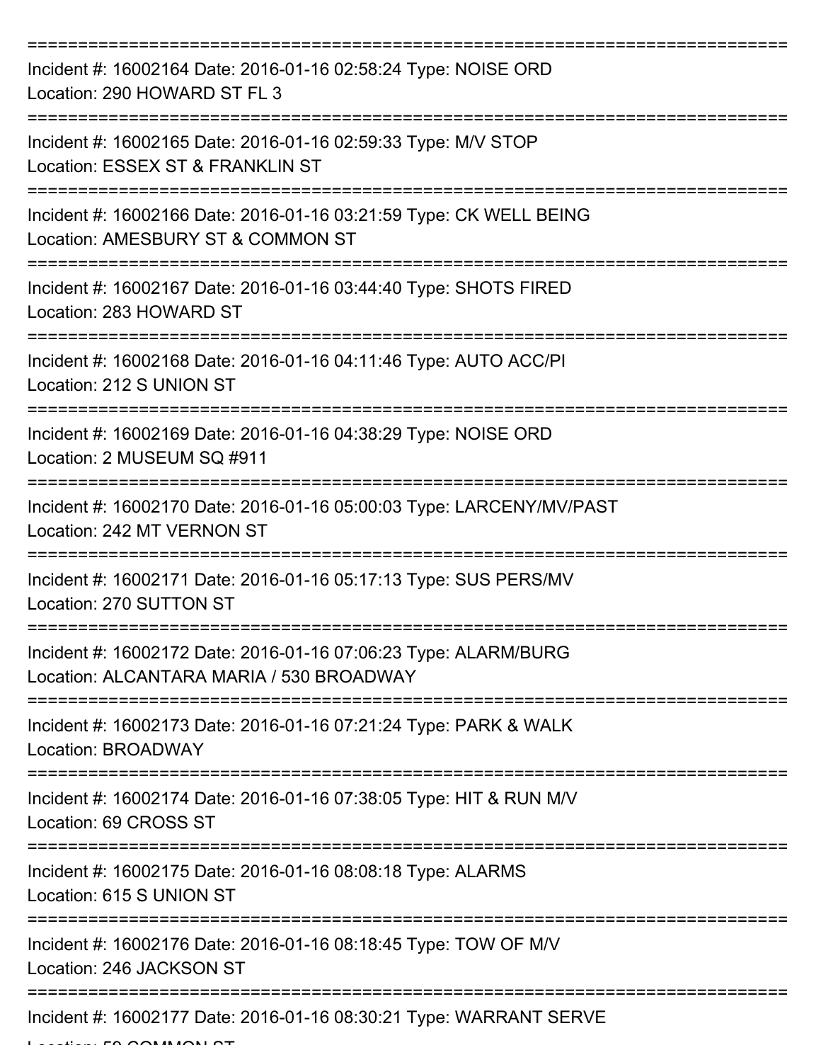===========================================================================

Incident #: 16002164 Date: 2016-01-16 02:58:24 Type: NOISE ORD
Location: 290 HOWARD ST FL 3

===========================================================================

Incident #: 16002165 Date: 2016-01-16 02:59:33 Type: M/V STOP
Location: ESSEX ST & FRANKLIN ST

===========================================================================

Incident #: 16002166 Date: 2016-01-16 03:21:59 Type: CK WELL BEING
Location: AMESBURY ST & COMMON ST

===========================================================================

Incident #: 16002167 Date: 2016-01-16 03:44:40 Type: SHOTS FIRED
Location: 283 HOWARD ST

===========================================================================

Incident #: 16002168 Date: 2016-01-16 04:11:46 Type: AUTO ACC/PI
Location: 212 S UNION ST

===========================================================================

Incident #: 16002169 Date: 2016-01-16 04:38:29 Type: NOISE ORD
Location: 2 MUSEUM SQ #911

===========================================================================

Incident #: 16002170 Date: 2016-01-16 05:00:03 Type: LARCENY/MV/PAST
Location: 242 MT VERNON ST

===========================================================================

Incident #: 16002171 Date: 2016-01-16 05:17:13 Type: SUS PERS/MV
Location: 270 SUTTON ST

===========================================================================

Incident #: 16002172 Date: 2016-01-16 07:06:23 Type: ALARM/BURG
Location: ALCANTARA MARIA / 530 BROADWAY

===========================================================================

Incident #: 16002173 Date: 2016-01-16 07:21:24 Type: PARK & WALK
Location: BROADWAY

===========================================================================

Incident #: 16002174 Date: 2016-01-16 07:38:05 Type: HIT & RUN M/V
Location: 69 CROSS ST

===========================================================================

Incident #: 16002175 Date: 2016-01-16 08:08:18 Type: ALARMS
Location: 615 S UNION ST

===========================================================================

Incident #: 16002176 Date: 2016-01-16 08:18:45 Type: TOW OF M/V
Location: 246 JACKSON ST

===========================================================================

Incident #: 16002177 Date: 2016-01-16 08:30:21 Type: WARRANT SERVE
Location: 50 COMMON ST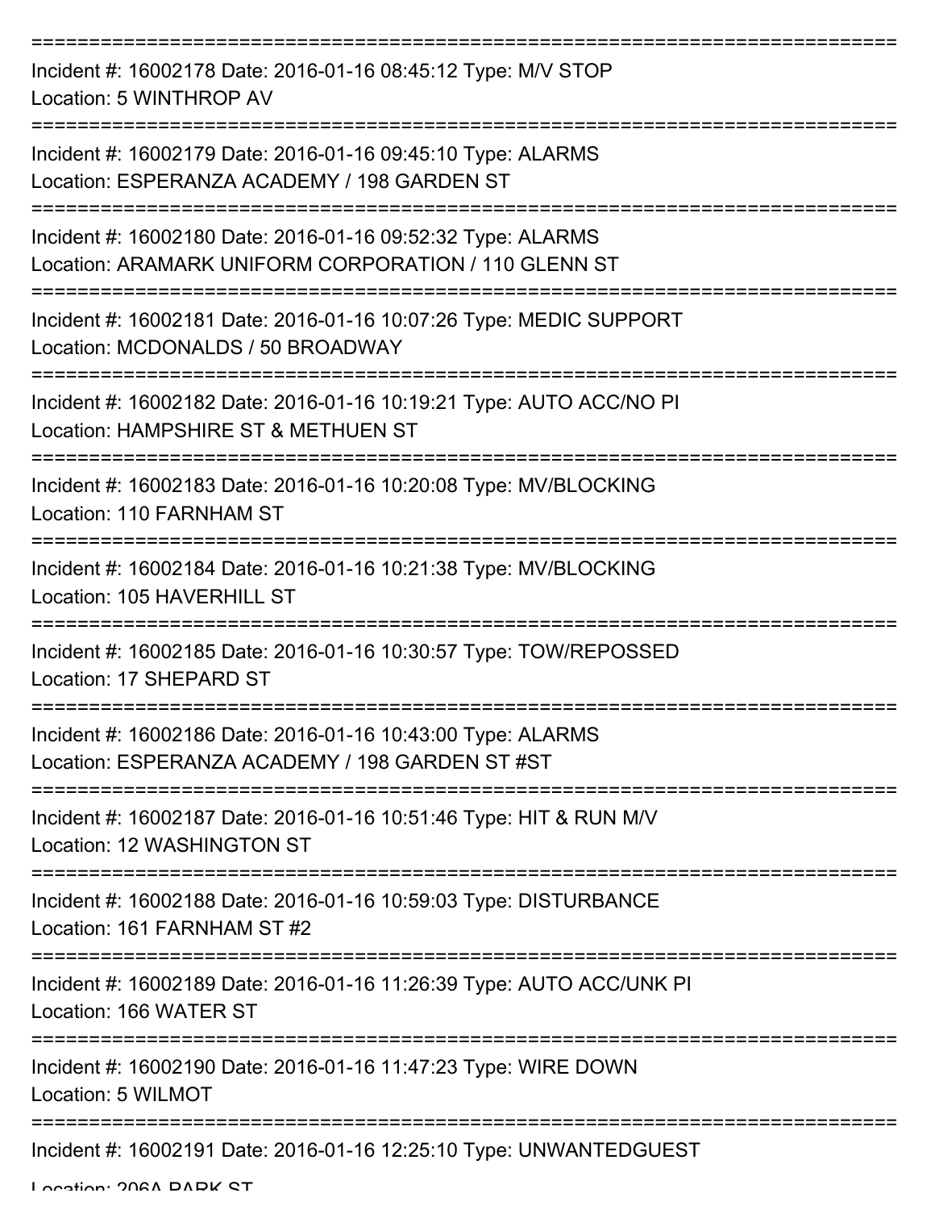===========================================================================
Incident #: 16002178 Date: 2016-01-16 08:45:12 Type: M/V STOP
Location: 5 WINTHROP AV
===========================================================================
Incident #: 16002179 Date: 2016-01-16 09:45:10 Type: ALARMS
Location: ESPERANZA ACADEMY / 198 GARDEN ST
===========================================================================
Incident #: 16002180 Date: 2016-01-16 09:52:32 Type: ALARMS
Location: ARAMARK UNIFORM CORPORATION / 110 GLENN ST
===========================================================================
Incident #: 16002181 Date: 2016-01-16 10:07:26 Type: MEDIC SUPPORT
Location: MCDONALDS / 50 BROADWAY
===========================================================================
Incident #: 16002182 Date: 2016-01-16 10:19:21 Type: AUTO ACC/NO PI
Location: HAMPSHIRE ST & METHUEN ST
===========================================================================
Incident #: 16002183 Date: 2016-01-16 10:20:08 Type: MV/BLOCKING
Location: 110 FARNHAM ST
===========================================================================
Incident #: 16002184 Date: 2016-01-16 10:21:38 Type: MV/BLOCKING
Location: 105 HAVERHILL ST
===========================================================================
Incident #: 16002185 Date: 2016-01-16 10:30:57 Type: TOW/REPOSSED
Location: 17 SHEPARD ST
===========================================================================
Incident #: 16002186 Date: 2016-01-16 10:43:00 Type: ALARMS
Location: ESPERANZA ACADEMY / 198 GARDEN ST #ST
===========================================================================
Incident #: 16002187 Date: 2016-01-16 10:51:46 Type: HIT & RUN M/V
Location: 12 WASHINGTON ST
===========================================================================
Incident #: 16002188 Date: 2016-01-16 10:59:03 Type: DISTURBANCE
Location: 161 FARNHAM ST #2
===========================================================================
Incident #: 16002189 Date: 2016-01-16 11:26:39 Type: AUTO ACC/UNK PI
Location: 166 WATER ST
===========================================================================
Incident #: 16002190 Date: 2016-01-16 11:47:23 Type: WIRE DOWN
Location: 5 WILMOT
===========================================================================
Incident #: 16002191 Date: 2016-01-16 12:25:10 Type: UNWANTEDGUEST
Location: 206A PARK ST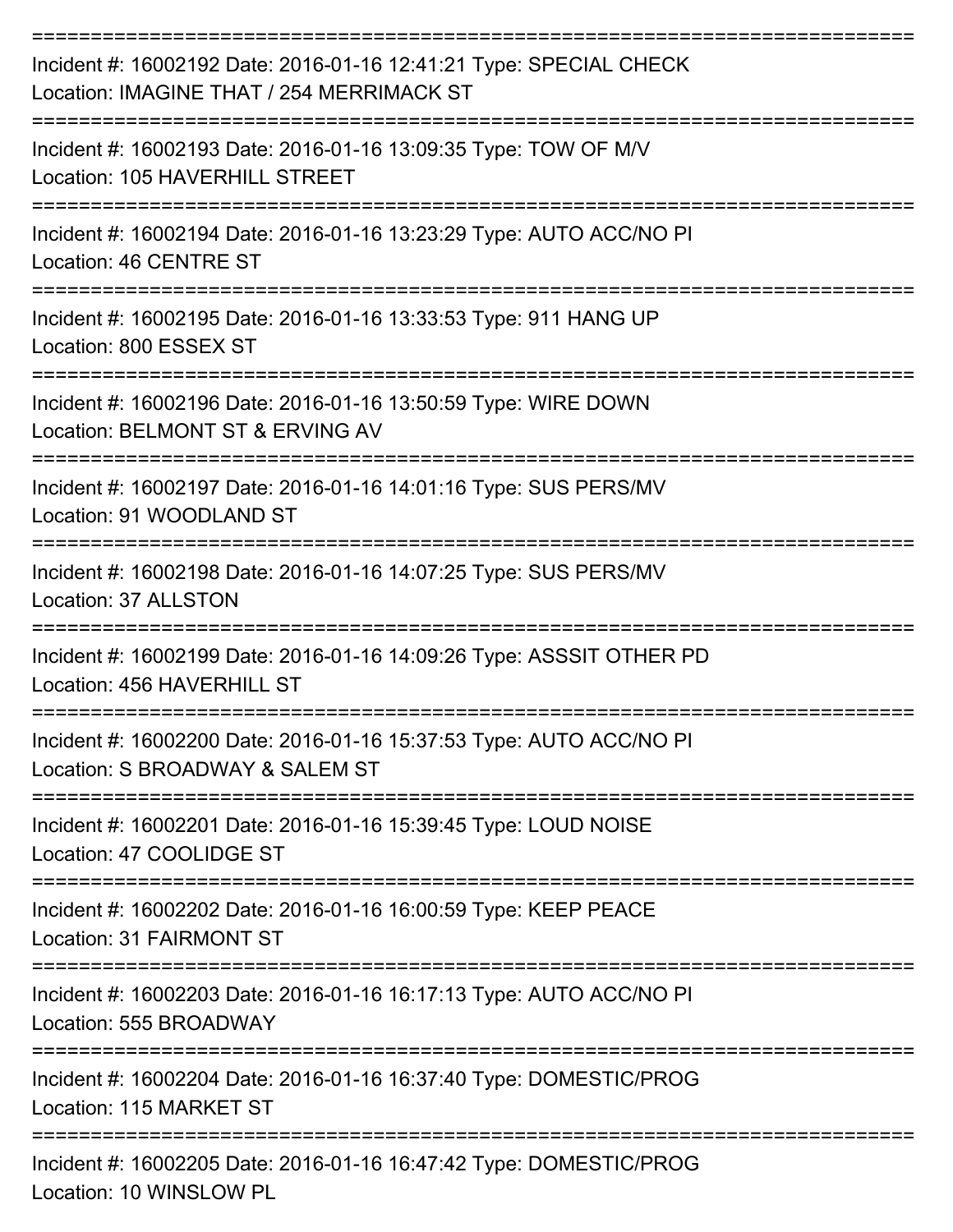===========================================================================

Incident #: 16002192 Date: 2016-01-16 12:41:21 Type: SPECIAL CHECK
Location: IMAGINE THAT / 254 MERRIMACK ST

===========================================================================

Incident #: 16002193 Date: 2016-01-16 13:09:35 Type: TOW OF M/V
Location: 105 HAVERHILL STREET

===========================================================================

Incident #: 16002194 Date: 2016-01-16 13:23:29 Type: AUTO ACC/NO PI
Location: 46 CENTRE ST

===========================================================================

Incident #: 16002195 Date: 2016-01-16 13:33:53 Type: 911 HANG UP
Location: 800 ESSEX ST

===========================================================================

Incident #: 16002196 Date: 2016-01-16 13:50:59 Type: WIRE DOWN
Location: BELMONT ST & ERVING AV

===========================================================================

Incident #: 16002197 Date: 2016-01-16 14:01:16 Type: SUS PERS/MV
Location: 91 WOODLAND ST

===========================================================================

Incident #: 16002198 Date: 2016-01-16 14:07:25 Type: SUS PERS/MV
Location: 37 ALLSTON

===========================================================================

Incident #: 16002199 Date: 2016-01-16 14:09:26 Type: ASSSIT OTHER PD
Location: 456 HAVERHILL ST

===========================================================================

Incident #: 16002200 Date: 2016-01-16 15:37:53 Type: AUTO ACC/NO PI
Location: S BROADWAY & SALEM ST

===========================================================================

Incident #: 16002201 Date: 2016-01-16 15:39:45 Type: LOUD NOISE
Location: 47 COOLIDGE ST

===========================================================================

Incident #: 16002202 Date: 2016-01-16 16:00:59 Type: KEEP PEACE
Location: 31 FAIRMONT ST

===========================================================================

Incident #: 16002203 Date: 2016-01-16 16:17:13 Type: AUTO ACC/NO PI
Location: 555 BROADWAY

===========================================================================

Incident #: 16002204 Date: 2016-01-16 16:37:40 Type: DOMESTIC/PROG
Location: 115 MARKET ST

===========================================================================

Incident #: 16002205 Date: 2016-01-16 16:47:42 Type: DOMESTIC/PROG
Location: 10 WINSLOW PL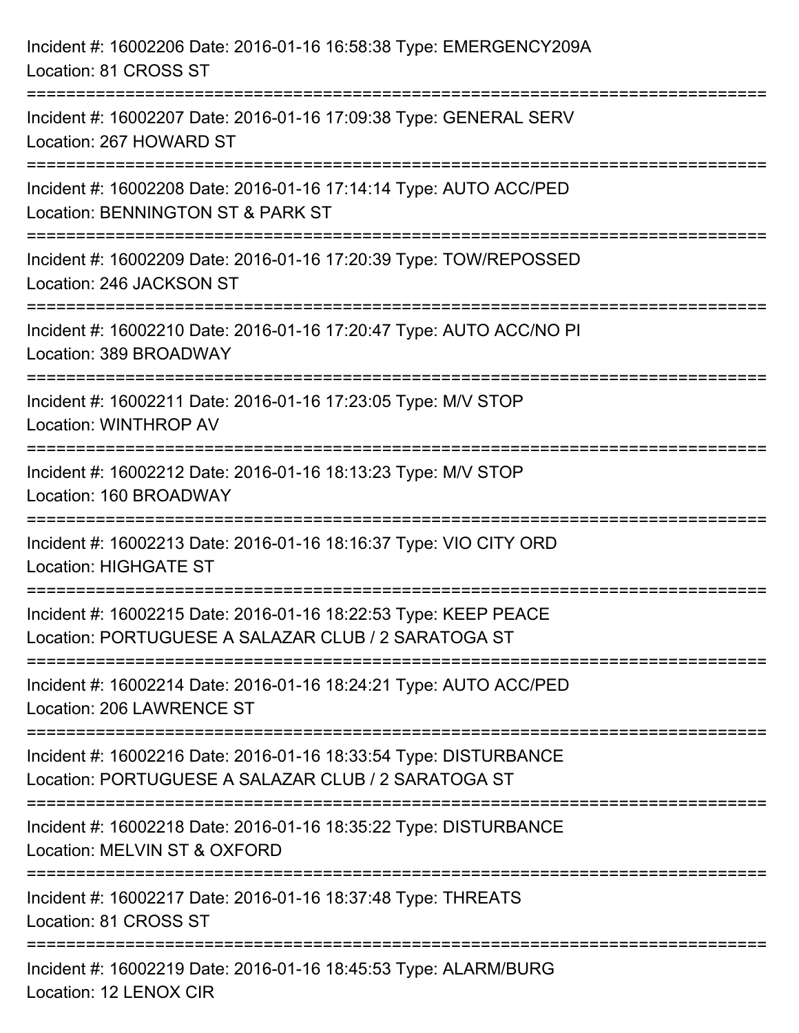Incident #: 16002206 Date: 2016-01-16 16:58:38 Type: EMERGENCY209A
Location: 81 CROSS ST

===========================================================================

Incident #: 16002207 Date: 2016-01-16 17:09:38 Type: GENERAL SERV
Location: 267 HOWARD ST

===========================================================================

Incident #: 16002208 Date: 2016-01-16 17:14:14 Type: AUTO ACC/PED
Location: BENNINGTON ST & PARK ST

===========================================================================

Incident #: 16002209 Date: 2016-01-16 17:20:39 Type: TOW/REPOSSED
Location: 246 JACKSON ST

===========================================================================

Incident #: 16002210 Date: 2016-01-16 17:20:47 Type: AUTO ACC/NO PI
Location: 389 BROADWAY

===========================================================================

Incident #: 16002211 Date: 2016-01-16 17:23:05 Type: M/V STOP
Location: WINTHROP AV

===========================================================================

Incident #: 16002212 Date: 2016-01-16 18:13:23 Type: M/V STOP
Location: 160 BROADWAY

===========================================================================

Incident #: 16002213 Date: 2016-01-16 18:16:37 Type: VIO CITY ORD
Location: HIGHGATE ST

===========================================================================

Incident #: 16002215 Date: 2016-01-16 18:22:53 Type: KEEP PEACE
Location: PORTUGUESE A SALAZAR CLUB / 2 SARATOGA ST

===========================================================================

Incident #: 16002214 Date: 2016-01-16 18:24:21 Type: AUTO ACC/PED
Location: 206 LAWRENCE ST

===========================================================================

Incident #: 16002216 Date: 2016-01-16 18:33:54 Type: DISTURBANCE
Location: PORTUGUESE A SALAZAR CLUB / 2 SARATOGA ST

===========================================================================

Incident #: 16002218 Date: 2016-01-16 18:35:22 Type: DISTURBANCE
Location: MELVIN ST & OXFORD

===========================================================================

Incident #: 16002217 Date: 2016-01-16 18:37:48 Type: THREATS
Location: 81 CROSS ST

===========================================================================

Incident #: 16002219 Date: 2016-01-16 18:45:53 Type: ALARM/BURG
Location: 12 LENOX CIR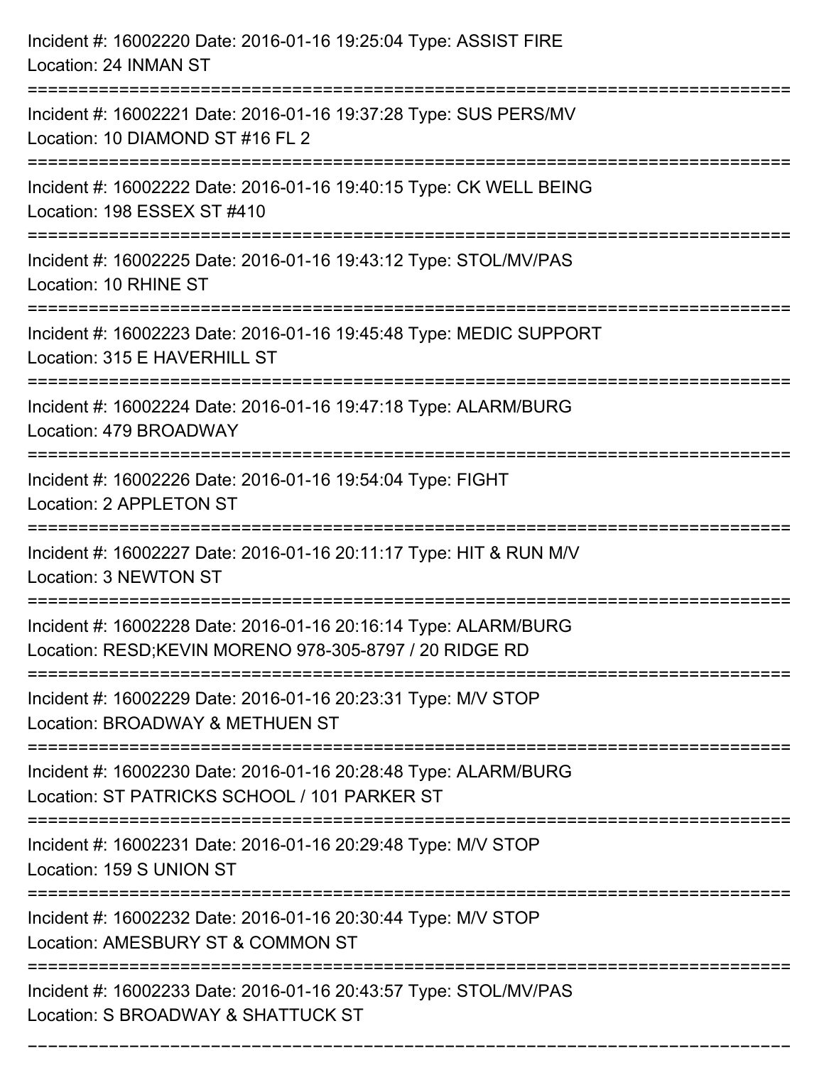Incident #: 16002220 Date: 2016-01-16 19:25:04 Type: ASSIST FIRE
Location: 24 INMAN ST

===========================================================================

Incident #: 16002221 Date: 2016-01-16 19:37:28 Type: SUS PERS/MV
Location: 10 DIAMOND ST #16 FL 2

===========================================================================

Incident #: 16002222 Date: 2016-01-16 19:40:15 Type: CK WELL BEING
Location: 198 ESSEX ST #410

===========================================================================

Incident #: 16002225 Date: 2016-01-16 19:43:12 Type: STOL/MV/PAS
Location: 10 RHINE ST

===========================================================================

Incident #: 16002223 Date: 2016-01-16 19:45:48 Type: MEDIC SUPPORT
Location: 315 E HAVERHILL ST

===========================================================================

Incident #: 16002224 Date: 2016-01-16 19:47:18 Type: ALARM/BURG
Location: 479 BROADWAY

===========================================================================

Incident #: 16002226 Date: 2016-01-16 19:54:04 Type: FIGHT
Location: 2 APPLETON ST

===========================================================================

Incident #: 16002227 Date: 2016-01-16 20:11:17 Type: HIT & RUN M/V
Location: 3 NEWTON ST

===========================================================================

Incident #: 16002228 Date: 2016-01-16 20:16:14 Type: ALARM/BURG
Location: RESD;KEVIN MORENO 978-305-8797 / 20 RIDGE RD

===========================================================================

Incident #: 16002229 Date: 2016-01-16 20:23:31 Type: M/V STOP
Location: BROADWAY & METHUEN ST

===========================================================================

Incident #: 16002230 Date: 2016-01-16 20:28:48 Type: ALARM/BURG
Location: ST PATRICKS SCHOOL / 101 PARKER ST

===========================================================================

Incident #: 16002231 Date: 2016-01-16 20:29:48 Type: M/V STOP
Location: 159 S UNION ST

===========================================================================

Incident #: 16002232 Date: 2016-01-16 20:30:44 Type: M/V STOP
Location: AMESBURY ST & COMMON ST

===========================================================================

Incident #: 16002233 Date: 2016-01-16 20:43:57 Type: STOL/MV/PAS
Location: S BROADWAY & SHATTUCK ST

===========================================================================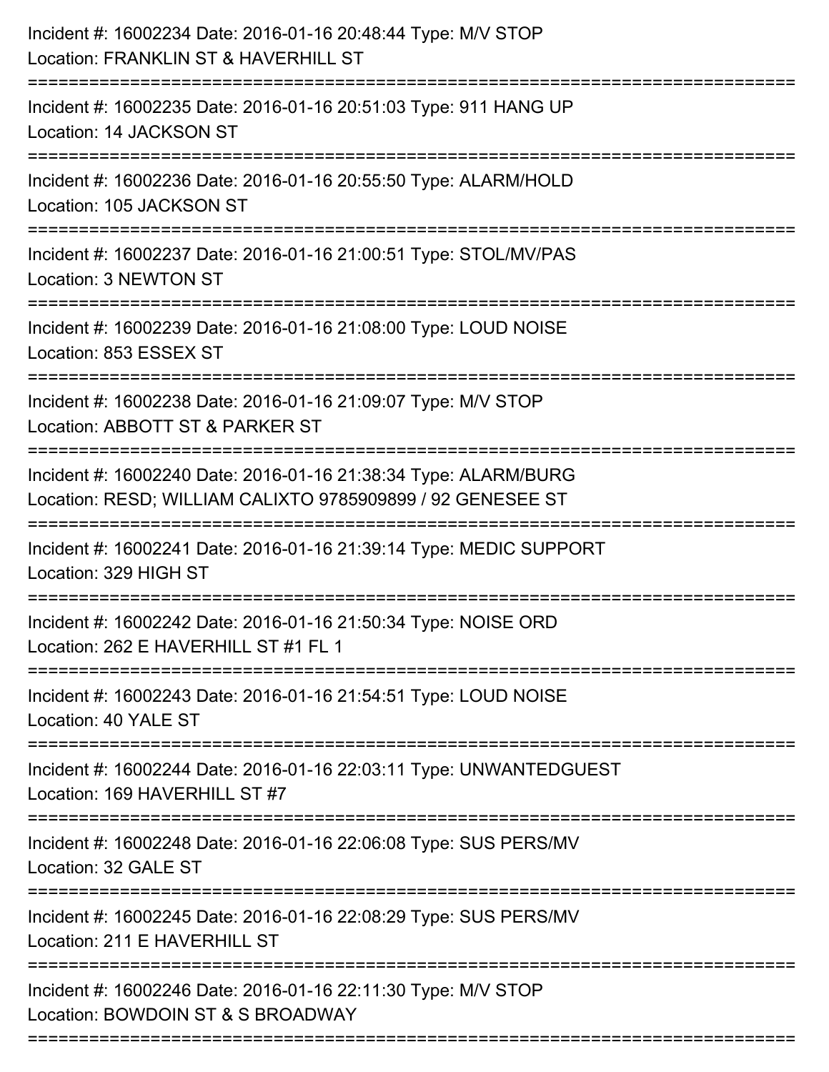Incident #: 16002234 Date: 2016-01-16 20:48:44 Type: M/V STOP
Location: FRANKLIN ST & HAVERHILL ST

===========================================================================

Incident #: 16002235 Date: 2016-01-16 20:51:03 Type: 911 HANG UP
Location: 14 JACKSON ST

===========================================================================

Incident #: 16002236 Date: 2016-01-16 20:55:50 Type: ALARM/HOLD
Location: 105 JACKSON ST

===========================================================================

Incident #: 16002237 Date: 2016-01-16 21:00:51 Type: STOL/MV/PAS
Location: 3 NEWTON ST

===========================================================================

Incident #: 16002239 Date: 2016-01-16 21:08:00 Type: LOUD NOISE
Location: 853 ESSEX ST

===========================================================================

Incident #: 16002238 Date: 2016-01-16 21:09:07 Type: M/V STOP
Location: ABBOTT ST & PARKER ST

===========================================================================

Incident #: 16002240 Date: 2016-01-16 21:38:34 Type: ALARM/BURG
Location: RESD; WILLIAM CALIXTO 9785909899 / 92 GENESEE ST

===========================================================================

Incident #: 16002241 Date: 2016-01-16 21:39:14 Type: MEDIC SUPPORT
Location: 329 HIGH ST

===========================================================================

Incident #: 16002242 Date: 2016-01-16 21:50:34 Type: NOISE ORD
Location: 262 E HAVERHILL ST #1 FL 1

===========================================================================

Incident #: 16002243 Date: 2016-01-16 21:54:51 Type: LOUD NOISE
Location: 40 YALE ST

===========================================================================

Incident #: 16002244 Date: 2016-01-16 22:03:11 Type: UNWANTEDGUEST
Location: 169 HAVERHILL ST #7

===========================================================================

Incident #: 16002248 Date: 2016-01-16 22:06:08 Type: SUS PERS/MV
Location: 32 GALE ST

===========================================================================

Incident #: 16002245 Date: 2016-01-16 22:08:29 Type: SUS PERS/MV
Location: 211 E HAVERHILL ST

===========================================================================

Incident #: 16002246 Date: 2016-01-16 22:11:30 Type: M/V STOP
Location: BOWDOIN ST & S BROADWAY

===========================================================================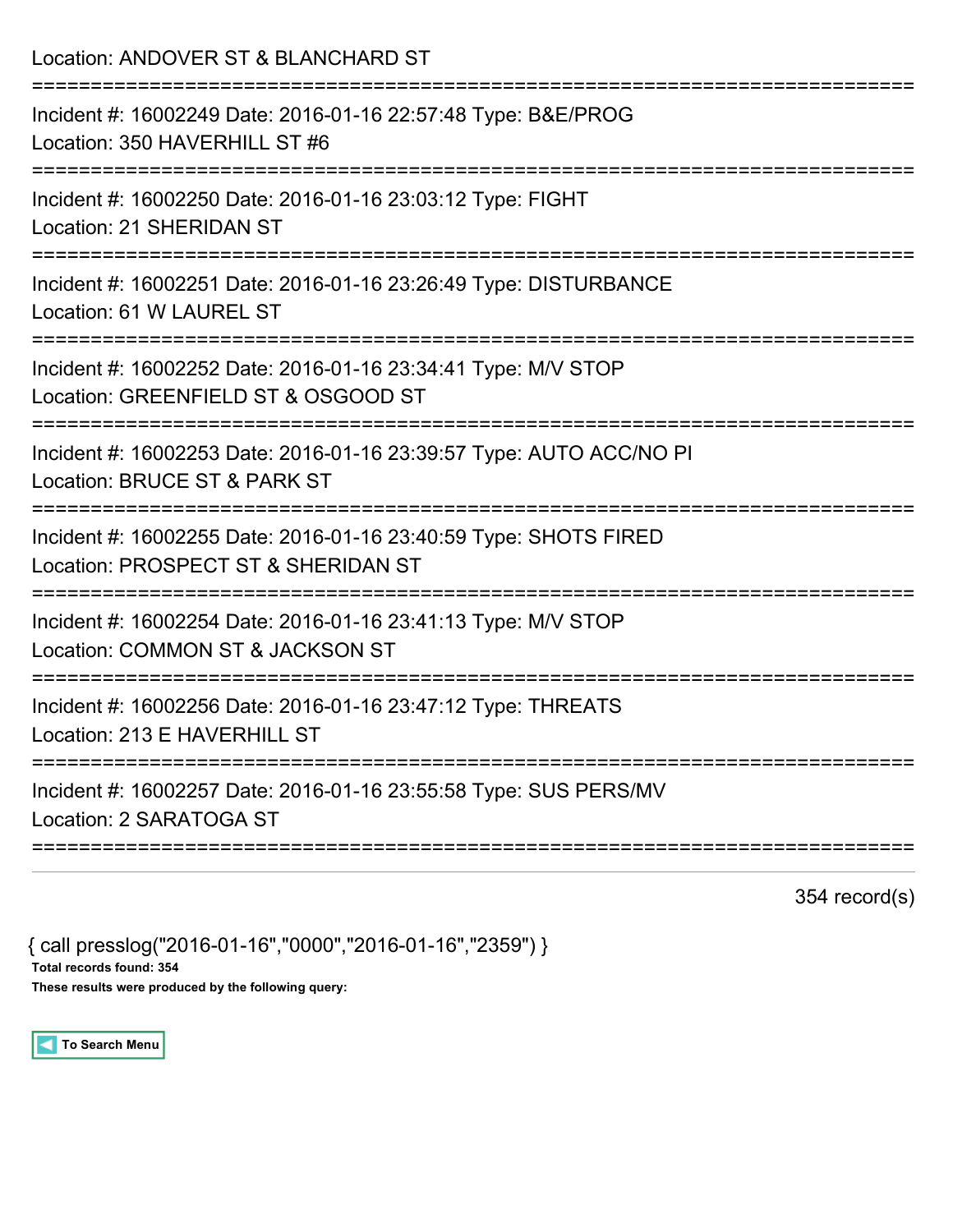Location: ANDOVER ST & BLANCHARD ST

===========================================================================

Incident #: 16002249 Date: 2016-01-16 22:57:48 Type: B&E/PROG
Location: 350 HAVERHILL ST #6

===========================================================================

Incident #: 16002250 Date: 2016-01-16 23:03:12 Type: FIGHT
Location: 21 SHERIDAN ST

===========================================================================

Incident #: 16002251 Date: 2016-01-16 23:26:49 Type: DISTURBANCE
Location: 61 W LAUREL ST

===========================================================================

Incident #: 16002252 Date: 2016-01-16 23:34:41 Type: M/V STOP
Location: GREENFIELD ST & OSGOOD ST

===========================================================================

Incident #: 16002253 Date: 2016-01-16 23:39:57 Type: AUTO ACC/NO PI
Location: BRUCE ST & PARK ST

===========================================================================

Incident #: 16002255 Date: 2016-01-16 23:40:59 Type: SHOTS FIRED
Location: PROSPECT ST & SHERIDAN ST

===========================================================================

Incident #: 16002254 Date: 2016-01-16 23:41:13 Type: M/V STOP
Location: COMMON ST & JACKSON ST

===========================================================================

Incident #: 16002256 Date: 2016-01-16 23:47:12 Type: THREATS
Location: 213 E HAVERHILL ST

===========================================================================

Incident #: 16002257 Date: 2016-01-16 23:55:58 Type: SUS PERS/MV
Location: 2 SARATOGA ST

===========================================================================

354 record(s)

{ call presslog("2016-01-16","0000","2016-01-16","2359") }

**Total records found: 354**

**These results were produced by the following query:**

To Search Menu